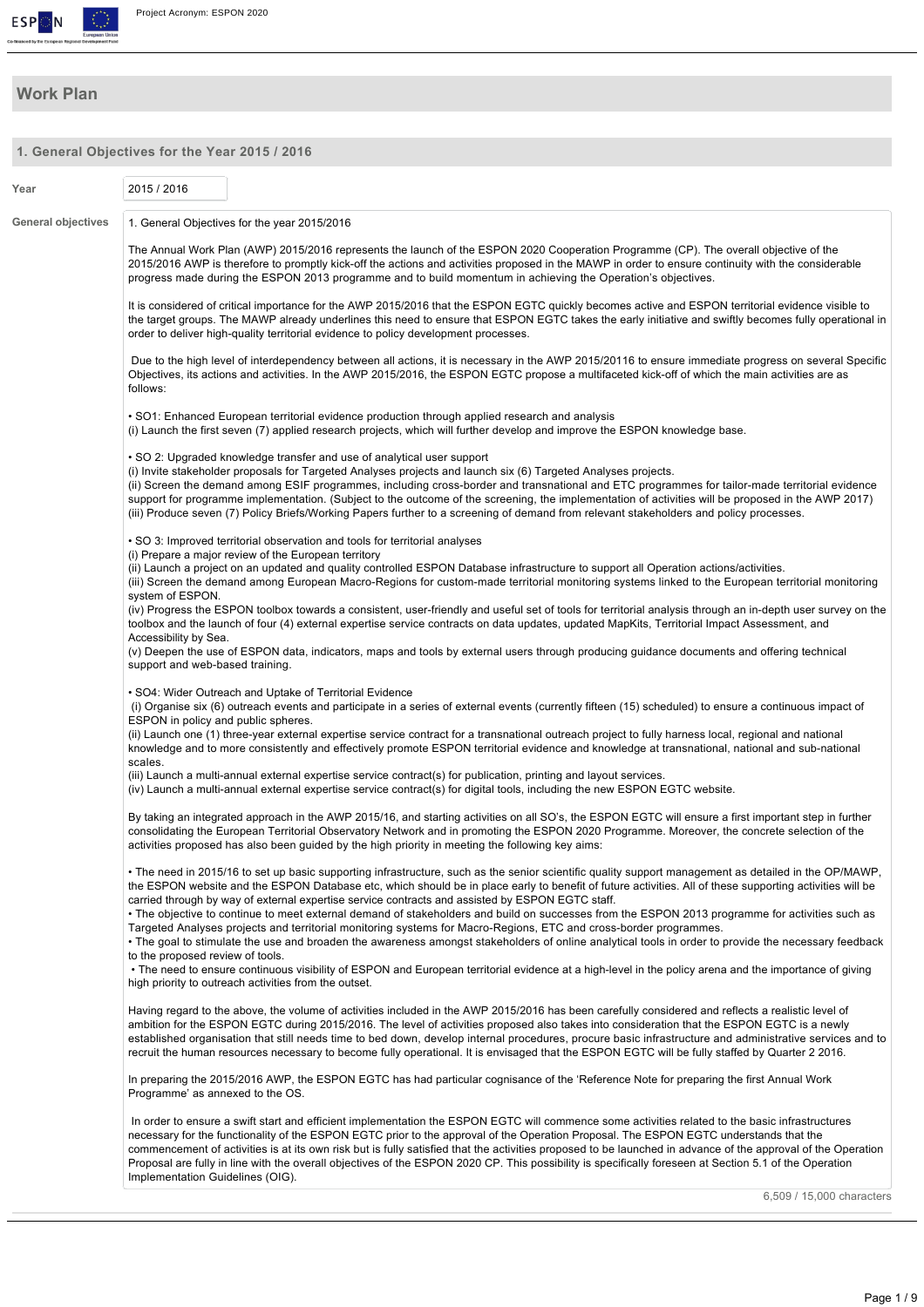# Work Plan

## 1. General Objectives for the Year 2015 / 2016

**Year**

2015 / 2016

**General objectives**

1. General Objectives for the year 2015/2016

The Annual Work Plan (AWP) 2015/2016 represents the launch of the ESPON 2020 Cooperation Programme (CP). The overall objective of the 2015/2016 AWP is therefore to promptly kick-off the actions and activities proposed in the MAWP in order to ensure continuity with the considerable progress made during the ESPON 2013 programme and to build momentum in achieving the Operation's objectives.

It is considered of critical importance for the AWP 2015/2016 that the ESPON EGTC quickly becomes active and ESPON territorial evidence visible to the target groups. The MAWP already underlines this need to ensure that ESPON EGTC takes the early initiative and swiftly becomes fully operational in order to deliver high-quality territorial evidence to policy development processes.

Due to the high level of interdependency between all actions, it is necessary in the AWP 2015/20116 to ensure immediate progress on several Specific Objectives, its actions and activities. In the AWP 2015/2016, the ESPON EGTC propose a multifaceted kick-off of which the main activities are as follows:

• SO1: Enhanced European territorial evidence production through applied research and analysis
(i) Launch the first seven (7) applied research projects, which will further develop and improve the ESPON knowledge base.

• SO 2: Upgraded knowledge transfer and use of analytical user support
(i) Invite stakeholder proposals for Targeted Analyses projects and launch six (6) Targeted Analyses projects.
(ii) Screen the demand among ESIF programmes, including cross-border and transnational and ETC programmes for tailor-made territorial evidence support for programme implementation. (Subject to the outcome of the screening, the implementation of activities will be proposed in the AWP 2017)
(iii) Produce seven (7) Policy Briefs/Working Papers further to a screening of demand from relevant stakeholders and policy processes.

• SO 3: Improved territorial observation and tools for territorial analyses
(i) Prepare a major review of the European territory
(ii) Launch a project on an updated and quality controlled ESPON Database infrastructure to support all Operation actions/activities.
(iii) Screen the demand among European Macro-Regions for custom-made territorial monitoring systems linked to the European territorial monitoring system of ESPON.
(iv) Progress the ESPON toolbox towards a consistent, user-friendly and useful set of tools for territorial analysis through an in-depth user survey on the toolbox and the launch of four (4) external expertise service contracts on data updates, updated MapKits, Territorial Impact Assessment, and Accessibility by Sea.
(v) Deepen the use of ESPON data, indicators, maps and tools by external users through producing guidance documents and offering technical support and web-based training.

• SO4: Wider Outreach and Uptake of Territorial Evidence
(i) Organise six (6) outreach events and participate in a series of external events (currently fifteen (15) scheduled) to ensure a continuous impact of ESPON in policy and public spheres.
(ii) Launch one (1) three-year external expertise service contract for a transnational outreach project to fully harness local, regional and national knowledge and to more consistently and effectively promote ESPON territorial evidence and knowledge at transnational, national and sub-national scales.
(iii) Launch a multi-annual external expertise service contract(s) for publication, printing and layout services.
(iv) Launch a multi-annual external expertise service contract(s) for digital tools, including the new ESPON EGTC website.

By taking an integrated approach in the AWP 2015/16, and starting activities on all SO's, the ESPON EGTC will ensure a first important step in further consolidating the European Territorial Observatory Network and in promoting the ESPON 2020 Programme. Moreover, the concrete selection of the activities proposed has also been guided by the high priority in meeting the following key aims:

• The need in 2015/16 to set up basic supporting infrastructure, such as the senior scientific quality support management as detailed in the OP/MAWP, the ESPON website and the ESPON Database etc, which should be in place early to benefit of future activities. All of these supporting activities will be carried through by way of external expertise service contracts and assisted by ESPON EGTC staff.
• The objective to continue to meet external demand of stakeholders and build on successes from the ESPON 2013 programme for activities such as Targeted Analyses projects and territorial monitoring systems for Macro-Regions, ETC and cross-border programmes.
• The goal to stimulate the use and broaden the awareness amongst stakeholders of online analytical tools in order to provide the necessary feedback to the proposed review of tools.
• The need to ensure continuous visibility of ESPON and European territorial evidence at a high-level in the policy arena and the importance of giving high priority to outreach activities from the outset.

Having regard to the above, the volume of activities included in the AWP 2015/2016 has been carefully considered and reflects a realistic level of ambition for the ESPON EGTC during 2015/2016. The level of activities proposed also takes into consideration that the ESPON EGTC is a newly established organisation that still needs time to bed down, develop internal procedures, procure basic infrastructure and administrative services and to recruit the human resources necessary to become fully operational. It is envisaged that the ESPON EGTC will be fully staffed by Quarter 2 2016.

In preparing the 2015/2016 AWP, the ESPON EGTC has had particular cognisance of the 'Reference Note for preparing the first Annual Work Programme' as annexed to the OS.

In order to ensure a swift start and efficient implementation the ESPON EGTC will commence some activities related to the basic infrastructures necessary for the functionality of the ESPON EGTC prior to the approval of the Operation Proposal. The ESPON EGTC understands that the commencement of activities is at its own risk but is fully satisfied that the activities proposed to be launched in advance of the approval of the Operation Proposal are fully in line with the overall objectives of the ESPON 2020 CP. This possibility is specifically foreseen at Section 5.1 of the Operation Implementation Guidelines (OIG).

6,509 / 15,000 characters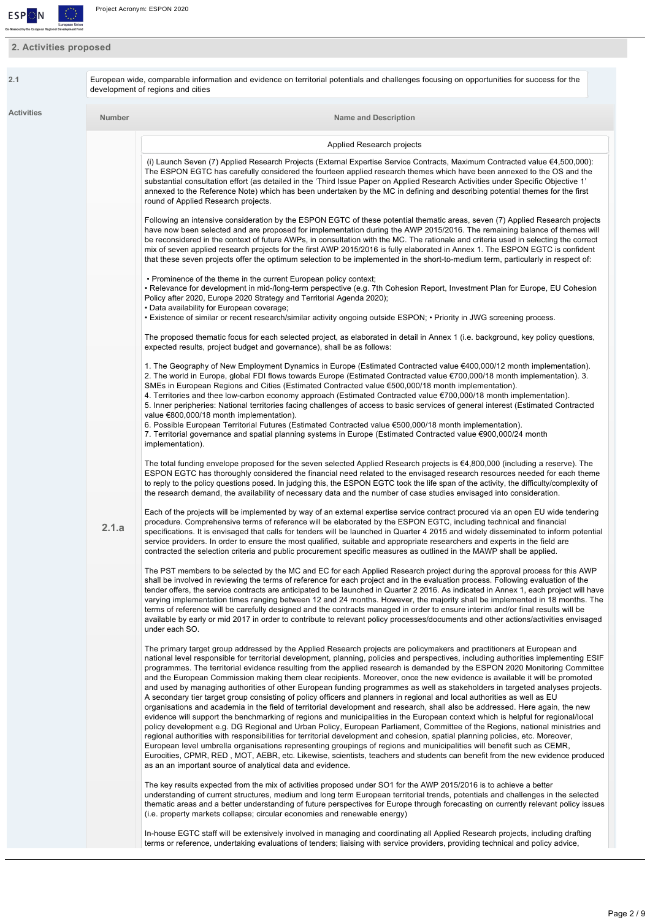## 2. Activities proposed

| 2.1 | European wide, comparable information and evidence on territorial potentials and challenges focusing on opportunities for success for the development of regions and cities |
|---|---|

**Activities**

| Number | Name and Description |
|---|---|
| 2.1.a | Applied Research projects |

(i) Launch Seven (7) Applied Research Projects (External Expertise Service Contracts, Maximum Contracted value €4,500,000): The ESPON EGTC has carefully considered the fourteen applied research themes which have been annexed to the OS and the substantial consultation effort (as detailed in the 'Third Issue Paper on Applied Research Activities under Specific Objective 1' annexed to the Reference Note) which has been undertaken by the MC in defining and describing potential themes for the first round of Applied Research projects.

Following an intensive consideration by the ESPON EGTC of these potential thematic areas, seven (7) Applied Research projects have now been selected and are proposed for implementation during the AWP 2015/2016. The remaining balance of themes will be reconsidered in the context of future AWPs, in consultation with the MC. The rationale and criteria used in selecting the correct mix of seven applied research projects for the first AWP 2015/2016 is fully elaborated in Annex 1. The ESPON EGTC is confident that these seven projects offer the optimum selection to be implemented in the short-to-medium term, particularly in respect of:

- Prominence of the theme in the current European policy context;
- Relevance for development in mid-/long-term perspective (e.g. 7th Cohesion Report, Investment Plan for Europe, EU Cohesion Policy after 2020, Europe 2020 Strategy and Territorial Agenda 2020);
- Data availability for European coverage;
- Existence of similar or recent research/similar activity ongoing outside ESPON; • Priority in JWG screening process.

The proposed thematic focus for each selected project, as elaborated in detail in Annex 1 (i.e. background, key policy questions, expected results, project budget and governance), shall be as follows:

1. The Geography of New Employment Dynamics in Europe (Estimated Contracted value €400,000/12 month implementation).
2. The world in Europe, global FDI flows towards Europe (Estimated Contracted value €700,000/18 month implementation). 3. SMEs in European Regions and Cities (Estimated Contracted value €500,000/18 month implementation).
4. Territories and thee low-carbon economy approach (Estimated Contracted value €700,000/18 month implementation).
5. Inner peripheries: National territories facing challenges of access to basic services of general interest (Estimated Contracted value €800,000/18 month implementation).
6. Possible European Territorial Futures (Estimated Contracted value €500,000/18 month implementation).
7. Territorial governance and spatial planning systems in Europe (Estimated Contracted value €900,000/24 month implementation).

The total funding envelope proposed for the seven selected Applied Research projects is €4,800,000 (including a reserve). The ESPON EGTC has thoroughly considered the financial need related to the envisaged research resources needed for each theme to reply to the policy questions posed. In judging this, the ESPON EGTC took the life span of the activity, the difficulty/complexity of the research demand, the availability of necessary data and the number of case studies envisaged into consideration.

Each of the projects will be implemented by way of an external expertise service contract procured via an open EU wide tendering procedure. Comprehensive terms of reference will be elaborated by the ESPON EGTC, including technical and financial specifications. It is envisaged that calls for tenders will be launched in Quarter 4 2015 and widely disseminated to inform potential service providers. In order to ensure the most qualified, suitable and appropriate researchers and experts in the field are contracted the selection criteria and public procurement specific measures as outlined in the MAWP shall be applied.

The PST members to be selected by the MC and EC for each Applied Research project during the approval process for this AWP shall be involved in reviewing the terms of reference for each project and in the evaluation process. Following evaluation of the tender offers, the service contracts are anticipated to be launched in Quarter 2 2016. As indicated in Annex 1, each project will have varying implementation times ranging between 12 and 24 months. However, the majority shall be implemented in 18 months. The terms of reference will be carefully designed and the contracts managed in order to ensure interim and/or final results will be available by early or mid 2017 in order to contribute to relevant policy processes/documents and other actions/activities envisaged under each SO.

The primary target group addressed by the Applied Research projects are policymakers and practitioners at European and national level responsible for territorial development, planning, policies and perspectives, including authorities implementing ESIF programmes. The territorial evidence resulting from the applied research is demanded by the ESPON 2020 Monitoring Committee and the European Commission making them clear recipients. Moreover, once the new evidence is available it will be promoted and used by managing authorities of other European funding programmes as well as stakeholders in targeted analyses projects. A secondary tier target group consisting of policy officers and planners in regional and local authorities as well as EU organisations and academia in the field of territorial development and research, shall also be addressed. Here again, the new evidence will support the benchmarking of regions and municipalities in the European context which is helpful for regional/local policy development e.g. DG Regional and Urban Policy, European Parliament, Committee of the Regions, national ministries and regional authorities with responsibilities for territorial development and cohesion, spatial planning policies, etc. Moreover, European level umbrella organisations representing groupings of regions and municipalities will benefit such as CEMR, Eurocities, CPMR, RED , MOT, AEBR, etc. Likewise, scientists, teachers and students can benefit from the new evidence produced as an an important source of analytical data and evidence.

The key results expected from the mix of activities proposed under SO1 for the AWP 2015/2016 is to achieve a better understanding of current structures, medium and long term European territorial trends, potentials and challenges in the selected thematic areas and a better understanding of future perspectives for Europe through forecasting on currently relevant policy issues (i.e. property markets collapse; circular economies and renewable energy)

In-house EGTC staff will be extensively involved in managing and coordinating all Applied Research projects, including drafting terms or reference, undertaking evaluations of tenders; liaising with service providers, providing technical and policy advice,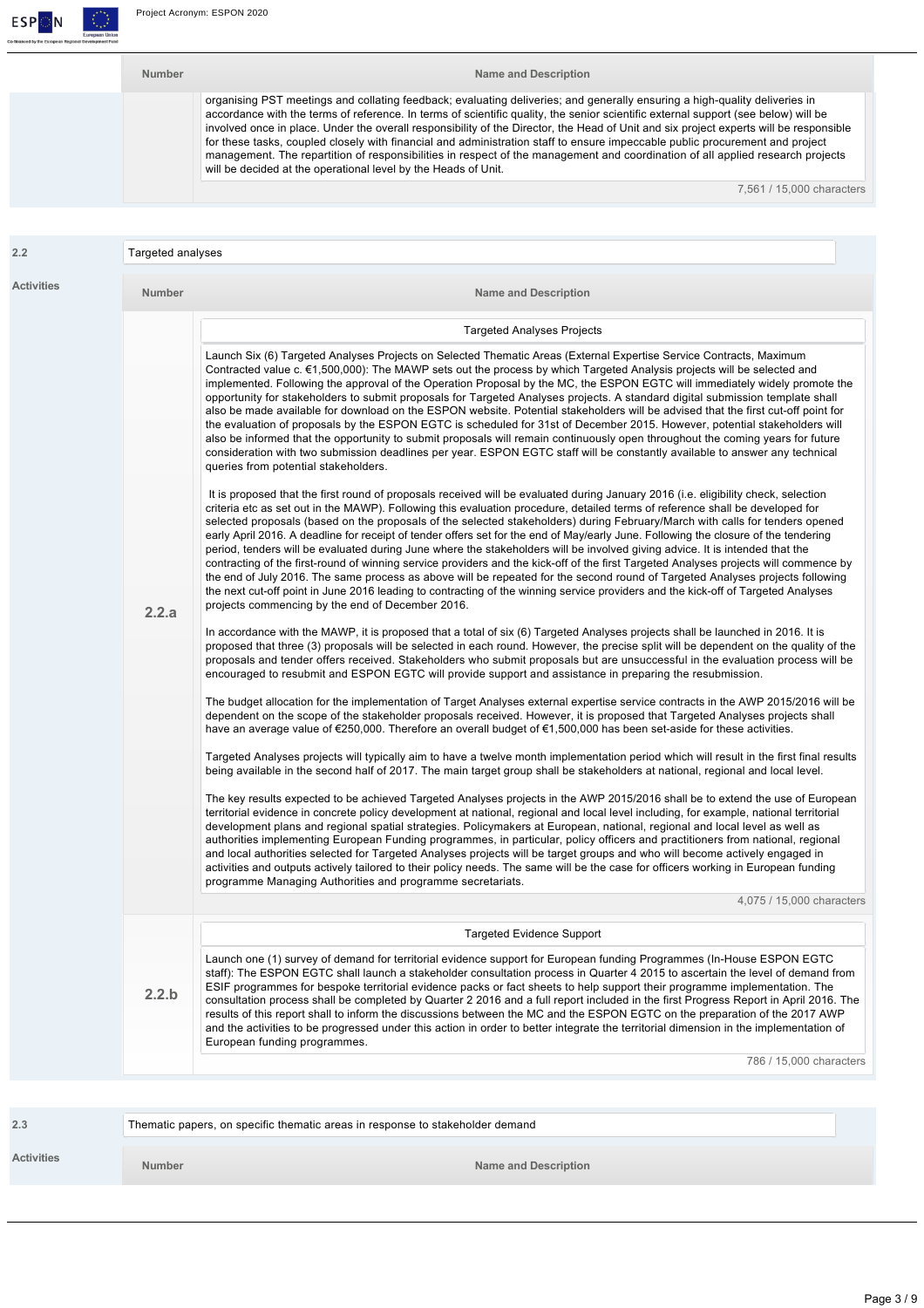| Number | Name and Description |
|---|---|
| | organising PST meetings and collating feedback; evaluating deliveries; and generally ensuring a high-quality deliveries in accordance with the terms of reference. In terms of scientific quality, the senior scientific external support (see below) will be involved once in place. Under the overall responsibility of the Director, the Head of Unit and six project experts will be responsible for these tasks, coupled closely with financial and administration staff to ensure impeccable public procurement and project management. The repartition of responsibilities in respect of the management and coordination of all applied research projects will be decided at the operational level by the Heads of Unit.<br><br>7,561 / 15,000 characters |

**2.2** Targeted analyses

**Activities**

| Number | Name and Description |
|---|---|
| 2.2.a | **Targeted Analyses Projects**<br><br>Launch Six (6) Targeted Analyses Projects on Selected Thematic Areas (External Expertise Service Contracts, Maximum Contracted value c. €1,500,000): The MAWP sets out the process by which Targeted Analysis projects will be selected and implemented. Following the approval of the Operation Proposal by the MC, the ESPON EGTC will immediately widely promote the opportunity for stakeholders to submit proposals for Targeted Analyses projects. A standard digital submission template shall also be made available for download on the ESPON website. Potential stakeholders will be advised that the first cut-off point for the evaluation of proposals by the ESPON EGTC is scheduled for 31st of December 2015. However, potential stakeholders will also be informed that the opportunity to submit proposals will remain continuously open throughout the coming years for future consideration with two submission deadlines per year. ESPON EGTC staff will be constantly available to answer any technical queries from potential stakeholders.<br><br>It is proposed that the first round of proposals received will be evaluated during January 2016 (i.e. eligibility check, selection criteria etc as set out in the MAWP). Following this evaluation procedure, detailed terms of reference shall be developed for selected proposals (based on the proposals of the selected stakeholders) during February/March with calls for tenders opened early April 2016. A deadline for receipt of tender offers set for the end of May/early June. Following the closure of the tendering period, tenders will be evaluated during June where the stakeholders will be involved giving advice. It is intended that the contracting of the first-round of winning service providers and the kick-off of the first Targeted Analyses projects will commence by the end of July 2016. The same process as above will be repeated for the second round of Targeted Analyses projects following the next cut-off point in June 2016 leading to contracting of the winning service providers and the kick-off of Targeted Analyses projects commencing by the end of December 2016.<br><br>In accordance with the MAWP, it is proposed that a total of six (6) Targeted Analyses projects shall be launched in 2016. It is proposed that three (3) proposals will be selected in each round. However, the precise split will be dependent on the quality of the proposals and tender offers received. Stakeholders who submit proposals but are unsuccessful in the evaluation process will be encouraged to resubmit and ESPON EGTC will provide support and assistance in preparing the resubmission.<br><br>The budget allocation for the implementation of Target Analyses external expertise service contracts in the AWP 2015/2016 will be dependent on the scope of the stakeholder proposals received. However, it is proposed that Targeted Analyses projects shall have an average value of €250,000. Therefore an overall budget of €1,500,000 has been set-aside for these activities.<br><br>Targeted Analyses projects will typically aim to have a twelve month implementation period which will result in the first final results being available in the second half of 2017. The main target group shall be stakeholders at national, regional and local level.<br><br>The key results expected to be achieved Targeted Analyses projects in the AWP 2015/2016 shall be to extend the use of European territorial evidence in concrete policy development at national, regional and local level including, for example, national territorial development plans and regional spatial strategies. Policymakers at European, national, regional and local level as well as authorities implementing European Funding programmes, in particular, policy officers and practitioners from national, regional and local authorities selected for Targeted Analyses projects will be target groups and who will become actively engaged in activities and outputs actively tailored to their policy needs. The same will be the case for officers working in European funding programme Managing Authorities and programme secretariats.<br><br>4,075 / 15,000 characters |
| 2.2.b | **Targeted Evidence Support**<br><br>Launch one (1) survey of demand for territorial evidence support for European funding Programmes (In-House ESPON EGTC staff): The ESPON EGTC shall launch a stakeholder consultation process in Quarter 4 2015 to ascertain the level of demand from ESIF programmes for bespoke territorial evidence packs or fact sheets to help support their programme implementation. The consultation process shall be completed by Quarter 2 2016 and a full report included in the first Progress Report in April 2016. The results of this report shall to inform the discussions between the MC and the ESPON EGTC on the preparation of the 2017 AWP and the activities to be progressed under this action in order to better integrate the territorial dimension in the implementation of European funding programmes.<br><br>786 / 15,000 characters |

**2.3** Thematic papers, on specific thematic areas in response to stakeholder demand

**Activities**

| Number | Name and Description |
|---|---|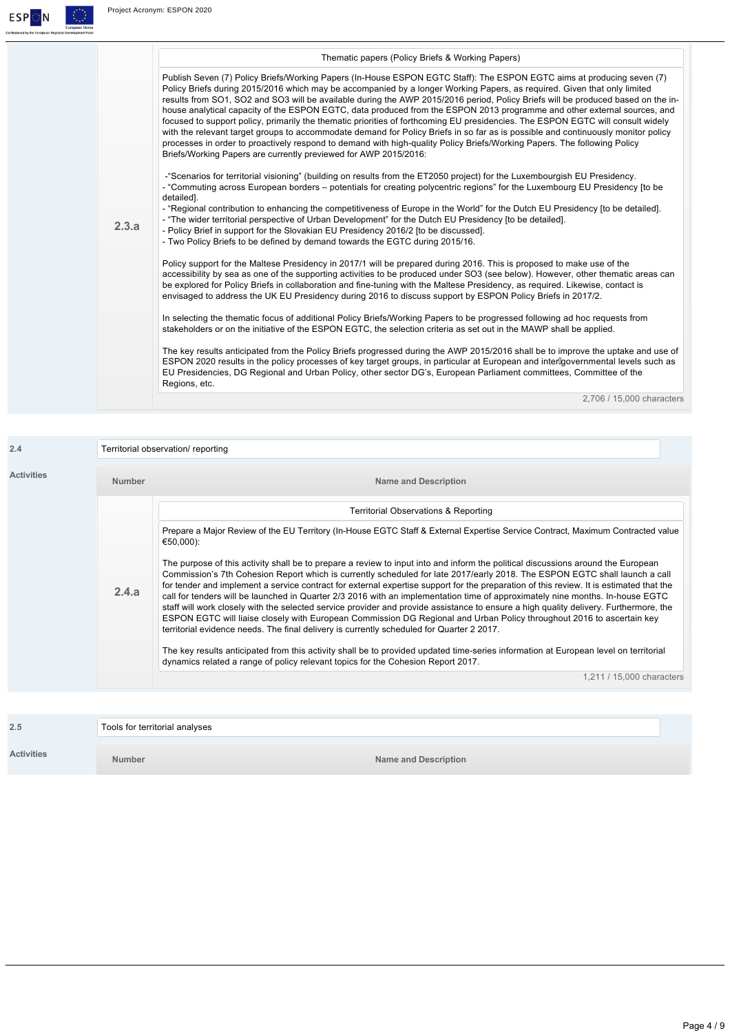| | | |
|---|---|---|
| | **2.3.a** | **Thematic papers (Policy Briefs & Working Papers)**<br><br>Publish Seven (7) Policy Briefs/Working Papers (In-House ESPON EGTC Staff): The ESPON EGTC aims at producing seven (7) Policy Briefs during 2015/2016 which may be accompanied by a longer Working Papers, as required. Given that only limited results from SO1, SO2 and SO3 will be available during the AWP 2015/2016 period, Policy Briefs will be produced based on the in-house analytical capacity of the ESPON EGTC, data produced from the ESPON 2013 programme and other external sources, and focused to support policy, primarily the thematic priorities of forthcoming EU presidencies. The ESPON EGTC will consult widely with the relevant target groups to accommodate demand for Policy Briefs in so far as is possible and continuously monitor policy processes in order to proactively respond to demand with high-quality Policy Briefs/Working Papers. The following Policy Briefs/Working Papers are currently previewed for AWP 2015/2016:<br><br>-"Scenarios for territorial visioning" (building on results from the ET2050 project) for the Luxembourgish EU Presidency.<br>- "Commuting across European borders – potentials for creating polycentric regions" for the Luxembourg EU Presidency [to be detailed].<br>- "Regional contribution to enhancing the competitiveness of Europe in the World" for the Dutch EU Presidency [to be detailed].<br>- "The wider territorial perspective of Urban Development" for the Dutch EU Presidency [to be detailed].<br>- Policy Brief in support for the Slovakian EU Presidency 2016/2 [to be discussed].<br>- Two Policy Briefs to be defined by demand towards the EGTC during 2015/16.<br><br>Policy support for the Maltese Presidency in 2017/1 will be prepared during 2016. This is proposed to make use of the accessibility by sea as one of the supporting activities to be produced under SO3 (see below). However, other thematic areas can be explored for Policy Briefs in collaboration and fine-tuning with the Maltese Presidency, as required. Likewise, contact is envisaged to address the UK EU Presidency during 2016 to discuss support by ESPON Policy Briefs in 2017/2.<br><br>In selecting the thematic focus of additional Policy Briefs/Working Papers to be progressed following ad hoc requests from stakeholders or on the initiative of the ESPON EGTC, the selection criteria as set out in the MAWP shall be applied.<br><br>The key results anticipated from the Policy Briefs progressed during the AWP 2015/2016 shall be to improve the uptake and use of ESPON 2020 results in the policy processes of key target groups, in particular at European and intergovernmental levels such as EU Presidencies, DG Regional and Urban Policy, other sector DG's, European Parliament committees, Committee of the Regions, etc.<br><br>2,706 / 15,000 characters |

| | | |
|---|---|---|
| **2.4** | Territorial observation/ reporting | |
| **Activities** | **Number** | **Name and Description** |
| | **2.4.a** | **Territorial Observations & Reporting**<br><br>Prepare a Major Review of the EU Territory (In-House EGTC Staff & External Expertise Service Contract, Maximum Contracted value €50,000):<br><br>The purpose of this activity shall be to prepare a review to input into and inform the political discussions around the European Commission's 7th Cohesion Report which is currently scheduled for late 2017/early 2018. The ESPON EGTC shall launch a call for tender and implement a service contract for external expertise support for the preparation of this review. It is estimated that the call for tenders will be launched in Quarter 2/3 2016 with an implementation time of approximately nine months. In-house EGTC staff will work closely with the selected service provider and provide assistance to ensure a high quality delivery. Furthermore, the ESPON EGTC will liaise closely with European Commission DG Regional and Urban Policy throughout 2016 to ascertain key territorial evidence needs. The final delivery is currently scheduled for Quarter 2 2017.<br><br>The key results anticipated from this activity shall be to provided updated time-series information at European level on territorial dynamics related a range of policy relevant topics for the Cohesion Report 2017.<br><br>1,211 / 15,000 characters |

| | | |
|---|---|---|
| **2.5** | Tools for territorial analyses | |
| **Activities** | **Number** | **Name and Description** |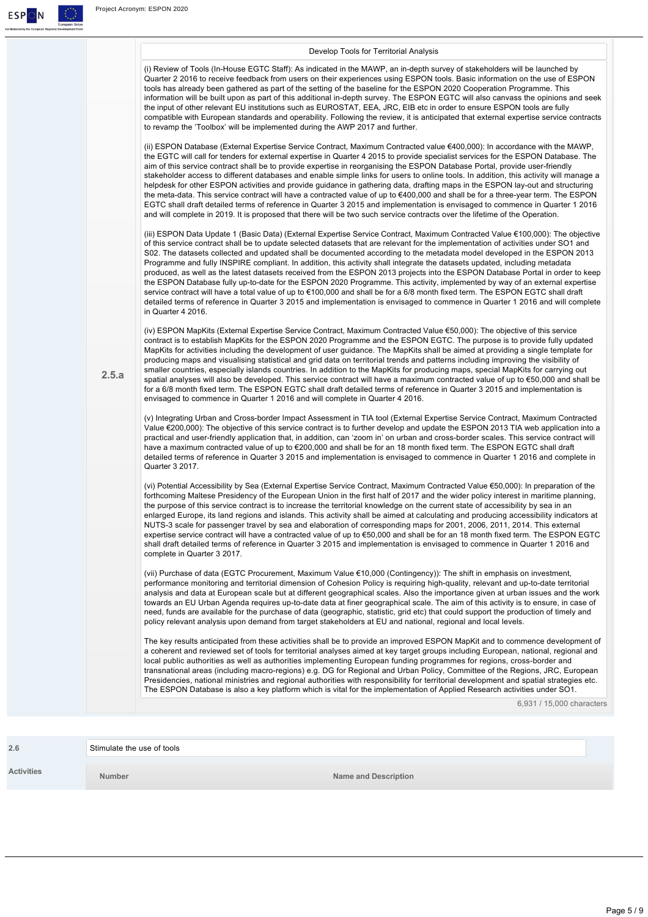| | | Develop Tools for Territorial Analysis |
|---|---|---|
| | 2.5.a | (i) Review of Tools (In-House EGTC Staff): As indicated in the MAWP, an in-depth survey of stakeholders will be launched by Quarter 2 2016 to receive feedback from users on their experiences using ESPON tools. Basic information on the use of ESPON tools has already been gathered as part of the setting of the baseline for the ESPON 2020 Cooperation Programme. This information will be built upon as part of this additional in-depth survey. The ESPON EGTC will also canvass the opinions and seek the input of other relevant EU institutions such as EUROSTAT, EEA, JRC, EIB etc in order to ensure ESPON tools are fully compatible with European standards and operability. Following the review, it is anticipated that external expertise service contracts to revamp the 'Toolbox' will be implemented during the AWP 2017 and further.<br><br>(ii) ESPON Database (External Expertise Service Contract, Maximum Contracted value €400,000): In accordance with the MAWP, the EGTC will call for tenders for external expertise in Quarter 4 2015 to provide specialist services for the ESPON Database. The aim of this service contract shall be to provide expertise in reorganising the ESPON Database Portal, provide user-friendly stakeholder access to different databases and enable simple links for users to online tools. In addition, this activity will manage a helpdesk for other ESPON activities and provide guidance in gathering data, drafting maps in the ESPON lay-out and structuring the meta-data. This service contract will have a contracted value of up to €400,000 and shall be for a three-year term. The ESPON EGTC shall draft detailed terms of reference in Quarter 3 2015 and implementation is envisaged to commence in Quarter 1 2016 and will complete in 2019. It is proposed that there will be two such service contracts over the lifetime of the Operation.<br><br>(iii) ESPON Data Update 1 (Basic Data) (External Expertise Service Contract, Maximum Contracted Value €100,000): The objective of this service contract shall be to update selected datasets that are relevant for the implementation of activities under SO1 and S02. The datasets collected and updated shall be documented according to the metadata model developed in the ESPON 2013 Programme and fully INSPIRE compliant. In addition, this activity shall integrate the datasets updated, including metadata produced, as well as the latest datasets received from the ESPON 2013 projects into the ESPON Database Portal in order to keep the ESPON Database fully up-to-date for the ESPON 2020 Programme. This activity, implemented by way of an external expertise service contract will have a total value of up to €100,000 and shall be for a 6/8 month fixed term. The ESPON EGTC shall draft detailed terms of reference in Quarter 3 2015 and implementation is envisaged to commence in Quarter 1 2016 and will complete in Quarter 4 2016.<br><br>(iv) ESPON MapKits (External Expertise Service Contract, Maximum Contracted Value €50,000): The objective of this service contract is to establish MapKits for the ESPON 2020 Programme and the ESPON EGTC. The purpose is to provide fully updated MapKits for activities including the development of user guidance. The MapKits shall be aimed at providing a single template for producing maps and visualising statistical and grid data on territorial trends and patterns including improving the visibility of smaller countries, especially islands countries. In addition to the MapKits for producing maps, special MapKits for carrying out spatial analyses will also be developed. This service contract will have a maximum contracted value of up to €50,000 and shall be for a 6/8 month fixed term. The ESPON EGTC shall draft detailed terms of reference in Quarter 3 2015 and implementation is envisaged to commence in Quarter 1 2016 and will complete in Quarter 4 2016.<br><br>(v) Integrating Urban and Cross-border Impact Assessment in TIA tool (External Expertise Service Contract, Maximum Contracted Value €200,000): The objective of this service contract is to further develop and update the ESPON 2013 TIA web application into a practical and user-friendly application that, in addition, can 'zoom in' on urban and cross-border scales. This service contract will have a maximum contracted value of up to €200,000 and shall be for an 18 month fixed term. The ESPON EGTC shall draft detailed terms of reference in Quarter 3 2015 and implementation is envisaged to commence in Quarter 1 2016 and complete in Quarter 3 2017.<br><br>(vi) Potential Accessibility by Sea (External Expertise Service Contract, Maximum Contracted Value €50,000): In preparation of the forthcoming Maltese Presidency of the European Union in the first half of 2017 and the wider policy interest in maritime planning, the purpose of this service contract is to increase the territorial knowledge on the current state of accessibility by sea in an enlarged Europe, its land regions and islands. This activity shall be aimed at calculating and producing accessibility indicators at NUTS-3 scale for passenger travel by sea and elaboration of corresponding maps for 2001, 2006, 2011, 2014. This external expertise service contract will have a contracted value of up to €50,000 and shall be for an 18 month fixed term. The ESPON EGTC shall draft detailed terms of reference in Quarter 3 2015 and implementation is envisaged to commence in Quarter 1 2016 and complete in Quarter 3 2017.<br><br>(vii) Purchase of data (EGTC Procurement, Maximum Value €10,000 (Contingency)): The shift in emphasis on investment, performance monitoring and territorial dimension of Cohesion Policy is requiring high-quality, relevant and up-to-date territorial analysis and data at European scale but at different geographical scales. Also the importance given at urban issues and the work towards an EU Urban Agenda requires up-to-date data at finer geographical scale. The aim of this activity is to ensure, in case of need, funds are available for the purchase of data (geographic, statistic, grid etc) that could support the production of timely and policy relevant analysis upon demand from target stakeholders at EU and national, regional and local levels.<br><br>The key results anticipated from these activities shall be to provide an improved ESPON MapKit and to commence development of a coherent and reviewed set of tools for territorial analyses aimed at key target groups including European, national, regional and local public authorities as well as authorities implementing European funding programmes for regions, cross-border and transnational areas (including macro-regions) e.g. DG for Regional and Urban Policy, Committee of the Regions, JRC, European Presidencies, national ministries and regional authorities with responsibility for territorial development and spatial strategies etc. The ESPON Database is also a key platform which is vital for the implementation of Applied Research activities under SO1.<br><br>6,931 / 15,000 characters |

| 2.6 | Stimulate the use of tools | |
|---|---|---|
| Activities | Number | Name and Description |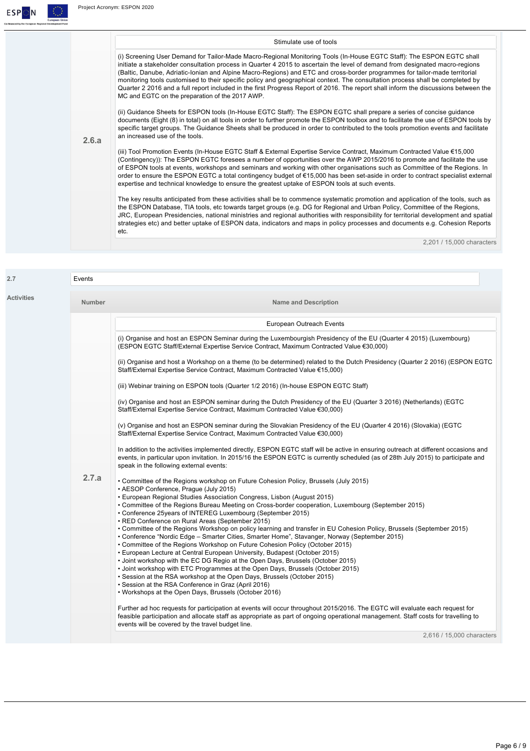| | |
|---|---|
| **2.6.a** | **Stimulate use of tools**<br><br>(i) Screening User Demand for Tailor-Made Macro-Regional Monitoring Tools (In-House EGTC Staff): The ESPON EGTC shall initiate a stakeholder consultation process in Quarter 4 2015 to ascertain the level of demand from designated macro-regions (Baltic, Danube, Adriatic-Ionian and Alpine Macro-Regions) and ETC and cross-border programmes for tailor-made territorial monitoring tools customised to their specific policy and geographical context. The consultation process shall be completed by Quarter 2 2016 and a full report included in the first Progress Report of 2016. The report shall inform the discussions between the MC and EGTC on the preparation of the 2017 AWP.<br><br>(ii) Guidance Sheets for ESPON tools (In-House EGTC Staff): The ESPON EGTC shall prepare a series of concise guidance documents (Eight (8) in total) on all tools in order to further promote the ESPON toolbox and to facilitate the use of ESPON tools by specific target groups. The Guidance Sheets shall be produced in order to contributed to the tools promotion events and facilitate an increased use of the tools.<br><br>(iii) Tool Promotion Events (In-House EGTC Staff & External Expertise Service Contract, Maximum Contracted Value €15,000 (Contingency)): The ESPON EGTC foresees a number of opportunities over the AWP 2015/2016 to promote and facilitate the use of ESPON tools at events, workshops and seminars and working with other organisations such as Committee of the Regions. In order to ensure the ESPON EGTC a total contingency budget of €15,000 has been set-aside in order to contract specialist external expertise and technical knowledge to ensure the greatest uptake of ESPON tools at such events.<br><br>The key results anticipated from these activities shall be to commence systematic promotion and application of the tools, such as the ESPON Database, TIA tools, etc towards target groups (e.g. DG for Regional and Urban Policy, Committee of the Regions, JRC, European Presidencies, national ministries and regional authorities with responsibility for territorial development and spatial strategies etc) and better uptake of ESPON data, indicators and maps in policy processes and documents e.g. Cohesion Reports etc.<br><br>2,201 / 15,000 characters |

**2.7** Events

**Activities**

| Number | Name and Description |
|---|---|
| **2.7.a** | **European Outreach Events**<br><br>(i) Organise and host an ESPON Seminar during the Luxembourgish Presidency of the EU (Quarter 4 2015) (Luxembourg) (ESPON EGTC Staff/External Expertise Service Contract, Maximum Contracted Value €30,000)<br><br>(ii) Organise and host a Workshop on a theme (to be determined) related to the Dutch Presidency (Quarter 2 2016) (ESPON EGTC Staff/External Expertise Service Contract, Maximum Contracted Value €15,000)<br><br>(iii) Webinar training on ESPON tools (Quarter 1/2 2016) (In-house ESPON EGTC Staff)<br><br>(iv) Organise and host an ESPON seminar during the Dutch Presidency of the EU (Quarter 3 2016) (Netherlands) (EGTC Staff/External Expertise Service Contract, Maximum Contracted Value €30,000)<br><br>(v) Organise and host an ESPON seminar during the Slovakian Presidency of the EU (Quarter 4 2016) (Slovakia) (EGTC Staff/External Expertise Service Contract, Maximum Contracted Value €30,000)<br><br>In addition to the activities implemented directly, ESPON EGTC staff will be active in ensuring outreach at different occasions and events, in particular upon invitation. In 2015/16 the ESPON EGTC is currently scheduled (as of 28th July 2015) to participate and speak in the following external events:<br><br>• Committee of the Regions workshop on Future Cohesion Policy, Brussels (July 2015)<br>• AESOP Conference, Prague (July 2015)<br>• European Regional Studies Association Congress, Lisbon (August 2015)<br>• Committee of the Regions Bureau Meeting on Cross-border cooperation, Luxembourg (September 2015)<br>• Conference 25years of INTEREG Luxembourg (September 2015)<br>• RED Conference on Rural Areas (September 2015)<br>• Committee of the Regions Workshop on policy learning and transfer in EU Cohesion Policy, Brussels (September 2015)<br>• Conference "Nordic Edge – Smarter Cities, Smarter Home", Stavanger, Norway (September 2015)<br>• Committee of the Regions Workshop on Future Cohesion Policy (October 2015)<br>• European Lecture at Central European University, Budapest (October 2015)<br>• Joint workshop with the EC DG Regio at the Open Days, Brussels (October 2015)<br>• Joint workshop with ETC Programmes at the Open Days, Brussels (October 2015)<br>• Session at the RSA workshop at the Open Days, Brussels (October 2015)<br>• Session at the RSA Conference in Graz (April 2016)<br>• Workshops at the Open Days, Brussels (October 2016)<br><br>Further ad hoc requests for participation at events will occur throughout 2015/2016. The EGTC will evaluate each request for feasible participation and allocate staff as appropriate as part of ongoing operational management. Staff costs for travelling to events will be covered by the travel budget line.<br><br>2,616 / 15,000 characters |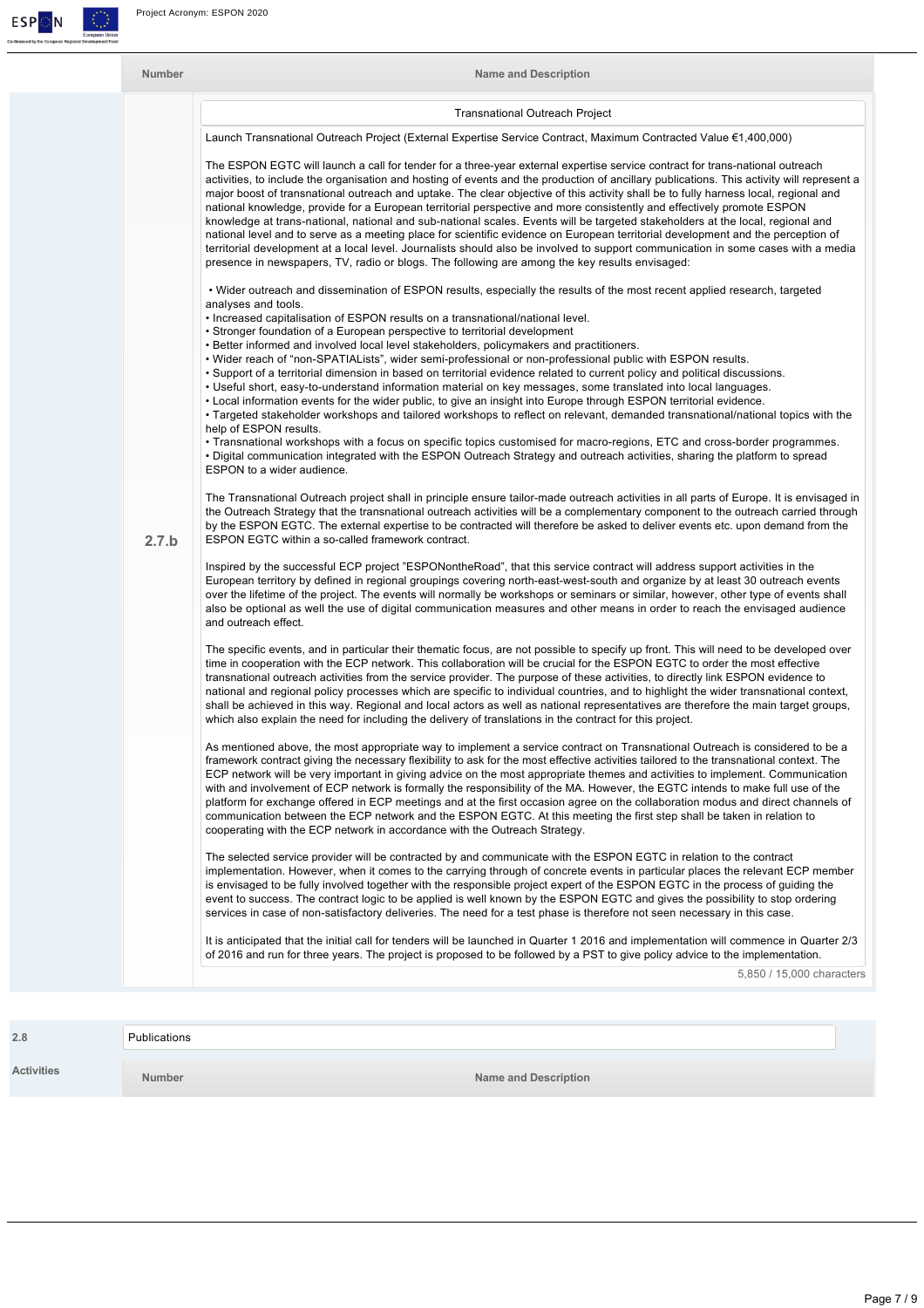| Number | Name and Description |
|---|---|
| 2.7.b | Transnational Outreach Project |

Launch Transnational Outreach Project (External Expertise Service Contract, Maximum Contracted Value €1,400,000)

The ESPON EGTC will launch a call for tender for a three-year external expertise service contract for trans-national outreach activities, to include the organisation and hosting of events and the production of ancillary publications. This activity will represent a major boost of transnational outreach and uptake. The clear objective of this activity shall be to fully harness local, regional and national knowledge, provide for a European territorial perspective and more consistently and effectively promote ESPON knowledge at trans-national, national and sub-national scales. Events will be targeted stakeholders at the local, regional and national level and to serve as a meeting place for scientific evidence on European territorial development and the perception of territorial development at a local level. Journalists should also be involved to support communication in some cases with a media presence in newspapers, TV, radio or blogs. The following are among the key results envisaged:

- Wider outreach and dissemination of ESPON results, especially the results of the most recent applied research, targeted analyses and tools.
- Increased capitalisation of ESPON results on a transnational/national level.
- Stronger foundation of a European perspective to territorial development
- Better informed and involved local level stakeholders, policymakers and practitioners.
- Wider reach of "non-SPATIALists", wider semi-professional or non-professional public with ESPON results.
- Support of a territorial dimension in based on territorial evidence related to current policy and political discussions.
- Useful short, easy-to-understand information material on key messages, some translated into local languages.
- Local information events for the wider public, to give an insight into Europe through ESPON territorial evidence.
- Targeted stakeholder workshops and tailored workshops to reflect on relevant, demanded transnational/national topics with the help of ESPON results.
- Transnational workshops with a focus on specific topics customised for macro-regions, ETC and cross-border programmes.
- Digital communication integrated with the ESPON Outreach Strategy and outreach activities, sharing the platform to spread ESPON to a wider audience.

The Transnational Outreach project shall in principle ensure tailor-made outreach activities in all parts of Europe. It is envisaged in the Outreach Strategy that the transnational outreach activities will be a complementary component to the outreach carried through by the ESPON EGTC. The external expertise to be contracted will therefore be asked to deliver events etc. upon demand from the ESPON EGTC within a so-called framework contract.

Inspired by the successful ECP project "ESPONontheRoad", that this service contract will address support activities in the European territory by defined in regional groupings covering north-east-west-south and organize by at least 30 outreach events over the lifetime of the project. The events will normally be workshops or seminars or similar, however, other type of events shall also be optional as well the use of digital communication measures and other means in order to reach the envisaged audience and outreach effect.

The specific events, and in particular their thematic focus, are not possible to specify up front. This will need to be developed over time in cooperation with the ECP network. This collaboration will be crucial for the ESPON EGTC to order the most effective transnational outreach activities from the service provider. The purpose of these activities, to directly link ESPON evidence to national and regional policy processes which are specific to individual countries, and to highlight the wider transnational context, shall be achieved in this way. Regional and local actors as well as national representatives are therefore the main target groups, which also explain the need for including the delivery of translations in the contract for this project.

As mentioned above, the most appropriate way to implement a service contract on Transnational Outreach is considered to be a framework contract giving the necessary flexibility to ask for the most effective activities tailored to the transnational context. The ECP network will be very important in giving advice on the most appropriate themes and activities to implement. Communication with and involvement of ECP network is formally the responsibility of the MA. However, the EGTC intends to make full use of the platform for exchange offered in ECP meetings and at the first occasion agree on the collaboration modus and direct channels of communication between the ECP network and the ESPON EGTC. At this meeting the first step shall be taken in relation to cooperating with the ECP network in accordance with the Outreach Strategy.

The selected service provider will be contracted by and communicate with the ESPON EGTC in relation to the contract implementation. However, when it comes to the carrying through of concrete events in particular places the relevant ECP member is envisaged to be fully involved together with the responsible project expert of the ESPON EGTC in the process of guiding the event to success. The contract logic to be applied is well known by the ESPON EGTC and gives the possibility to stop ordering services in case of non-satisfactory deliveries. The need for a test phase is therefore not seen necessary in this case.

It is anticipated that the initial call for tenders will be launched in Quarter 1 2016 and implementation will commence in Quarter 2/3 of 2016 and run for three years. The project is proposed to be followed by a PST to give policy advice to the implementation.

5,850 / 15,000 characters

| 2.8 | Publications |
|---|---|

**Activities**

| Number | Name and Description |
|---|---|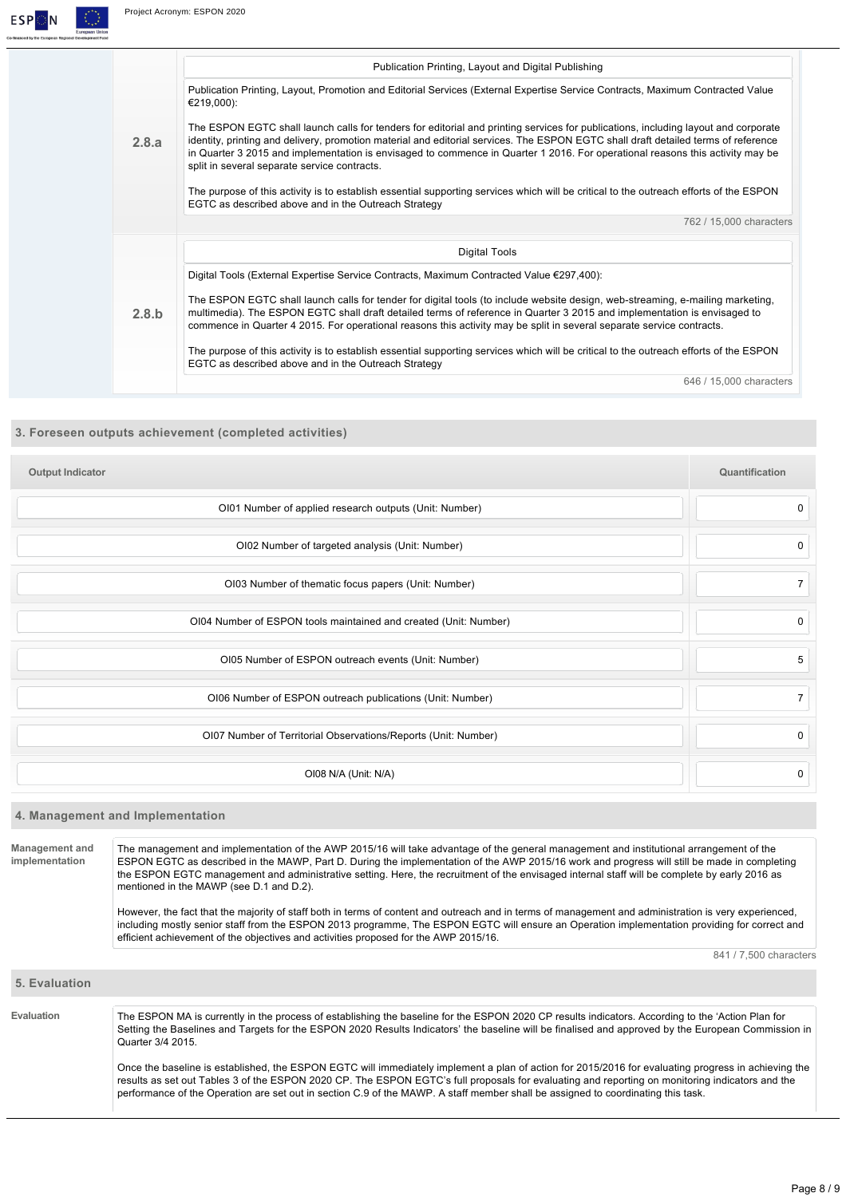| | |
|---|---|
| **2.8.a** | **Publication Printing, Layout and Digital Publishing**<br><br>Publication Printing, Layout, Promotion and Editorial Services (External Expertise Service Contracts, Maximum Contracted Value €219,000):<br><br>The ESPON EGTC shall launch calls for tenders for editorial and printing services for publications, including layout and corporate identity, printing and delivery, promotion material and editorial services. The ESPON EGTC shall draft detailed terms of reference in Quarter 3 2015 and implementation is envisaged to commence in Quarter 1 2016. For operational reasons this activity may be split in several separate service contracts.<br><br>The purpose of this activity is to establish essential supporting services which will be critical to the outreach efforts of the ESPON EGTC as described above and in the Outreach Strategy<br><br>762 / 15,000 characters |
| **2.8.b** | **Digital Tools**<br><br>Digital Tools (External Expertise Service Contracts, Maximum Contracted Value €297,400):<br><br>The ESPON EGTC shall launch calls for tender for digital tools (to include website design, web-streaming, e-mailing marketing, multimedia). The ESPON EGTC shall draft detailed terms of reference in Quarter 3 2015 and implementation is envisaged to commence in Quarter 4 2015. For operational reasons this activity may be split in several separate service contracts.<br><br>The purpose of this activity is to establish essential supporting services which will be critical to the outreach efforts of the ESPON EGTC as described above and in the Outreach Strategy<br><br>646 / 15,000 characters |

## 3. Foreseen outputs achievement (completed activities)

| Output Indicator | Quantification |
|---|---|
| OI01 Number of applied research outputs (Unit: Number) | 0 |
| OI02 Number of targeted analysis (Unit: Number) | 0 |
| OI03 Number of thematic focus papers (Unit: Number) | 7 |
| OI04 Number of ESPON tools maintained and created (Unit: Number) | 0 |
| OI05 Number of ESPON outreach events (Unit: Number) | 5 |
| OI06 Number of ESPON outreach publications (Unit: Number) | 7 |
| OI07 Number of Territorial Observations/Reports (Unit: Number) | 0 |
| OI08 N/A (Unit: N/A) | 0 |

## 4. Management and Implementation

**Management and implementation**

The management and implementation of the AWP 2015/16 will take advantage of the general management and institutional arrangement of the ESPON EGTC as described in the MAWP, Part D. During the implementation of the AWP 2015/16 work and progress will still be made in completing the ESPON EGTC management and administrative setting. Here, the recruitment of the envisaged internal staff will be complete by early 2016 as mentioned in the MAWP (see D.1 and D.2).

However, the fact that the majority of staff both in terms of content and outreach and in terms of management and administration is very experienced, including mostly senior staff from the ESPON 2013 programme, The ESPON EGTC will ensure an Operation implementation providing for correct and efficient achievement of the objectives and activities proposed for the AWP 2015/16.

841 / 7,500 characters

## 5. Evaluation

**Evaluation**

The ESPON MA is currently in the process of establishing the baseline for the ESPON 2020 CP results indicators. According to the 'Action Plan for Setting the Baselines and Targets for the ESPON 2020 Results Indicators' the baseline will be finalised and approved by the European Commission in Quarter 3/4 2015.

Once the baseline is established, the ESPON EGTC will immediately implement a plan of action for 2015/2016 for evaluating progress in achieving the results as set out Tables 3 of the ESPON 2020 CP. The ESPON EGTC's full proposals for evaluating and reporting on monitoring indicators and the performance of the Operation are set out in section C.9 of the MAWP. A staff member shall be assigned to coordinating this task.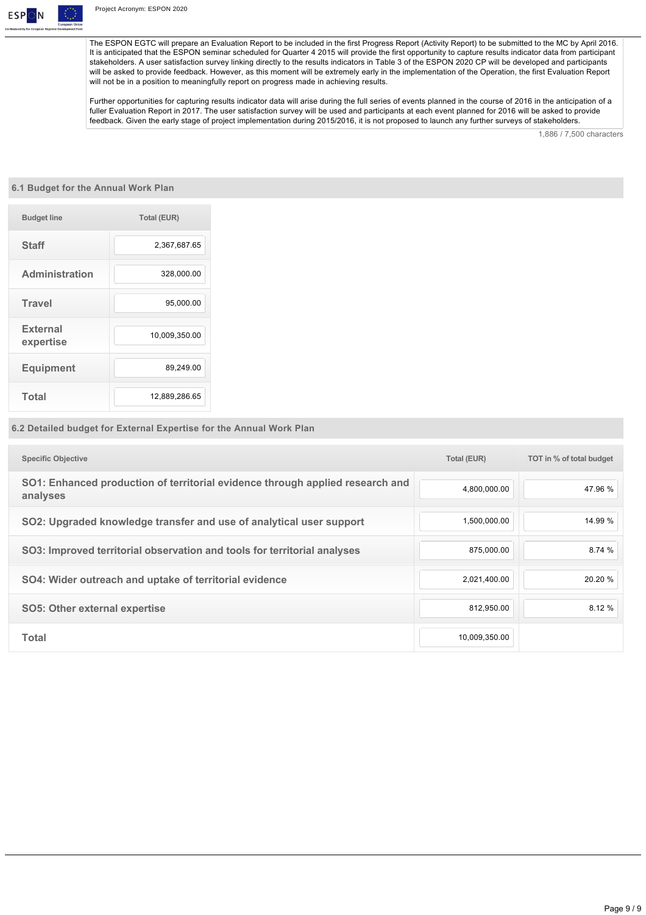The ESPON EGTC will prepare an Evaluation Report to be included in the first Progress Report (Activity Report) to be submitted to the MC by April 2016. It is anticipated that the ESPON seminar scheduled for Quarter 4 2015 will provide the first opportunity to capture results indicator data from participant stakeholders. A user satisfaction survey linking directly to the results indicators in Table 3 of the ESPON 2020 CP will be developed and participants will be asked to provide feedback. However, as this moment will be extremely early in the implementation of the Operation, the first Evaluation Report will not be in a position to meaningfully report on progress made in achieving results.

Further opportunities for capturing results indicator data will arise during the full series of events planned in the course of 2016 in the anticipation of a fuller Evaluation Report in 2017. The user satisfaction survey will be used and participants at each event planned for 2016 will be asked to provide feedback. Given the early stage of project implementation during 2015/2016, it is not proposed to launch any further surveys of stakeholders.

1,886 / 7,500 characters

## 6.1 Budget for the Annual Work Plan

| Budget line | Total (EUR) |
|---|---|
| **Staff** | 2,367,687.65 |
| **Administration** | 328,000.00 |
| **Travel** | 95,000.00 |
| **External expertise** | 10,009,350.00 |
| **Equipment** | 89,249.00 |
| **Total** | 12,889,286.65 |

## 6.2 Detailed budget for External Expertise for the Annual Work Plan

| Specific Objective | Total (EUR) | TOT in % of total budget |
|---|---|---|
| **SO1: Enhanced production of territorial evidence through applied research and analyses** | 4,800,000.00 | 47.96 % |
| **SO2: Upgraded knowledge transfer and use of analytical user support** | 1,500,000.00 | 14.99 % |
| **SO3: Improved territorial observation and tools for territorial analyses** | 875,000.00 | 8.74 % |
| **SO4: Wider outreach and uptake of territorial evidence** | 2,021,400.00 | 20.20 % |
| **SO5: Other external expertise** | 812,950.00 | 8.12 % |
| **Total** | 10,009,350.00 | |